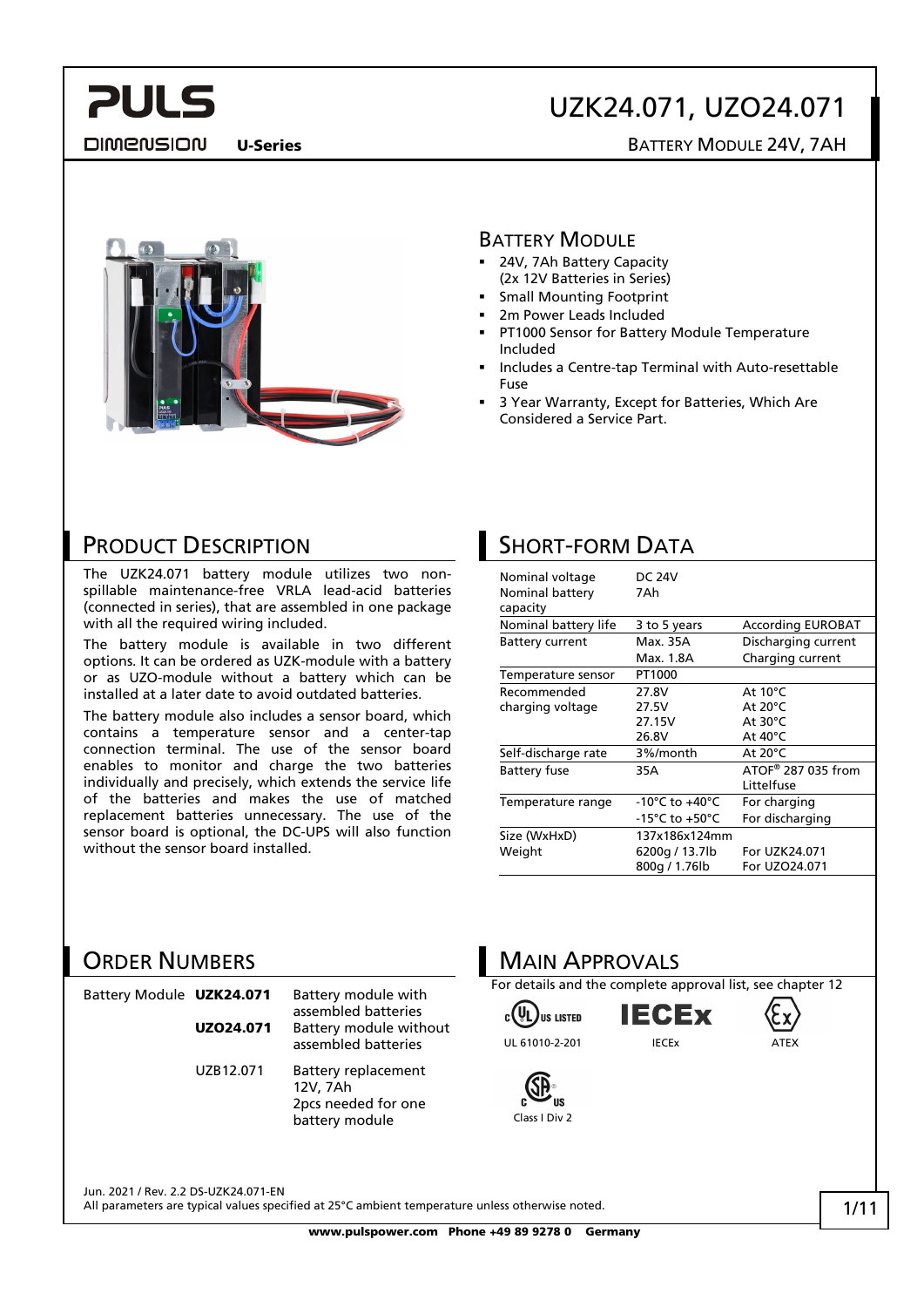# UZK24.071, UZO24.071

PULS DIMENSION U-Series

BATTERY MODULE 24V, 7AH

## BATTERY MODULE

- 24V, 7Ah Battery Capacity (2x 12V Batteries in Series)
- Small Mounting Footprint
- 2m Power Leads Included
- PT1000 Sensor for Battery Module Temperature Included
- Includes a Centre-tap Terminal with Auto-resettable Fuse
- 3 Year Warranty, Except for Batteries, Which Are Considered a Service Part.

## PRODUCT DESCRIPTION

The UZK24.071 battery module utilizes two non-spillable maintenance-free VRLA lead-acid batteries (connected in series), that are assembled in one package with all the required wiring included.

The battery module is available in two different options. It can be ordered as UZK-module with a battery or as UZO-module without a battery which can be installed at a later date to avoid outdated batteries.

The battery module also includes a sensor board, which contains a temperature sensor and a center-tap connection terminal. The use of the sensor board enables to monitor and charge the two batteries individually and precisely, which extends the service life of the batteries and makes the use of matched replacement batteries unnecessary. The use of the sensor board is optional, the DC-UPS will also function without the sensor board installed.

## SHORT-FORM DATA

| | | |
|---|---|---|
| Nominal voltage | DC 24V | |
| Nominal battery capacity | 7Ah | |
| Nominal battery life | 3 to 5 years | According EUROBAT |
| Battery current | Max. 35A | Discharging current |
| | Max. 1.8A | Charging current |
| Temperature sensor | PT1000 | |
| Recommended charging voltage | 27.8V | At 10°C |
| | 27.5V | At 20°C |
| | 27.15V | At 30°C |
| | 26.8V | At 40°C |
| Self-discharge rate | 3%/month | At 20°C |
| Battery fuse | 35A | ATOF® 287 035 from Littelfuse |
| Temperature range | -10°C to +40°C | For charging |
| | -15°C to +50°C | For discharging |
| Size (WxHxD) | 137x186x124mm | |
| Weight | 6200g / 13.7lb | For UZK24.071 |
| | 800g / 1.76lb | For UZO24.071 |

## ORDER NUMBERS

| | | |
|---|---|---|
| Battery Module | **UZK24.071** | Battery module with assembled batteries |
| | **UZO24.071** | Battery module without assembled batteries |
| | UZB12.071 | Battery replacement 12V, 7Ah 2pcs needed for one battery module |

## MAIN APPROVALS

For details and the complete approval list, see chapter 12

- UL 61010-2-201
- IECEx
- ATEX
- Class I Div 2

Jun. 2021 / Rev. 2.2 DS-UZK24.071-EN

All parameters are typical values specified at 25°C ambient temperature unless otherwise noted.

www.pulspower.com Phone +49 89 9278 0 Germany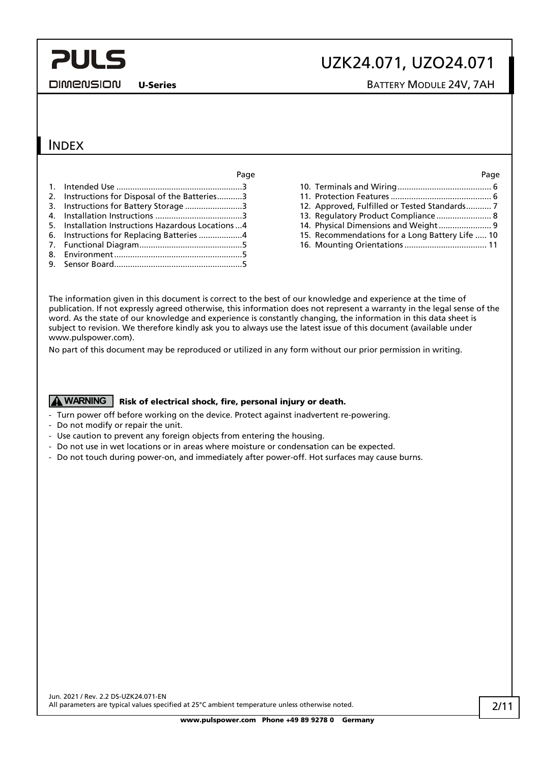# INDEX

| | Page |
|---|---|
| 1. Intended Use | 3 |
| 2. Instructions for Disposal of the Batteries | 3 |
| 3. Instructions for Battery Storage | 3 |
| 4. Installation Instructions | 3 |
| 5. Installation Instructions Hazardous Locations | 4 |
| 6. Instructions for Replacing Batteries | 4 |
| 7. Functional Diagram | 5 |
| 8. Environment | 5 |
| 9. Sensor Board | 5 |
| 10. Terminals and Wiring | 6 |
| 11. Protection Features | 6 |
| 12. Approved, Fulfilled or Tested Standards | 7 |
| 13. Regulatory Product Compliance | 8 |
| 14. Physical Dimensions and Weight | 9 |
| 15. Recommendations for a Long Battery Life | 10 |
| 16. Mounting Orientations | 11 |

The information given in this document is correct to the best of our knowledge and experience at the time of publication. If not expressly agreed otherwise, this information does not represent a warranty in the legal sense of the word. As the state of our knowledge and experience is constantly changing, the information in this data sheet is subject to revision. We therefore kindly ask you to always use the latest issue of this document (available under www.pulspower.com).

No part of this document may be reproduced or utilized in any form without our prior permission in writing.

**WARNING** **Risk of electrical shock, fire, personal injury or death.**

- Turn power off before working on the device. Protect against inadvertent re-powering.
- Do not modify or repair the unit.
- Use caution to prevent any foreign objects from entering the housing.
- Do not use in wet locations or in areas where moisture or condensation can be expected.
- Do not touch during power-on, and immediately after power-off. Hot surfaces may cause burns.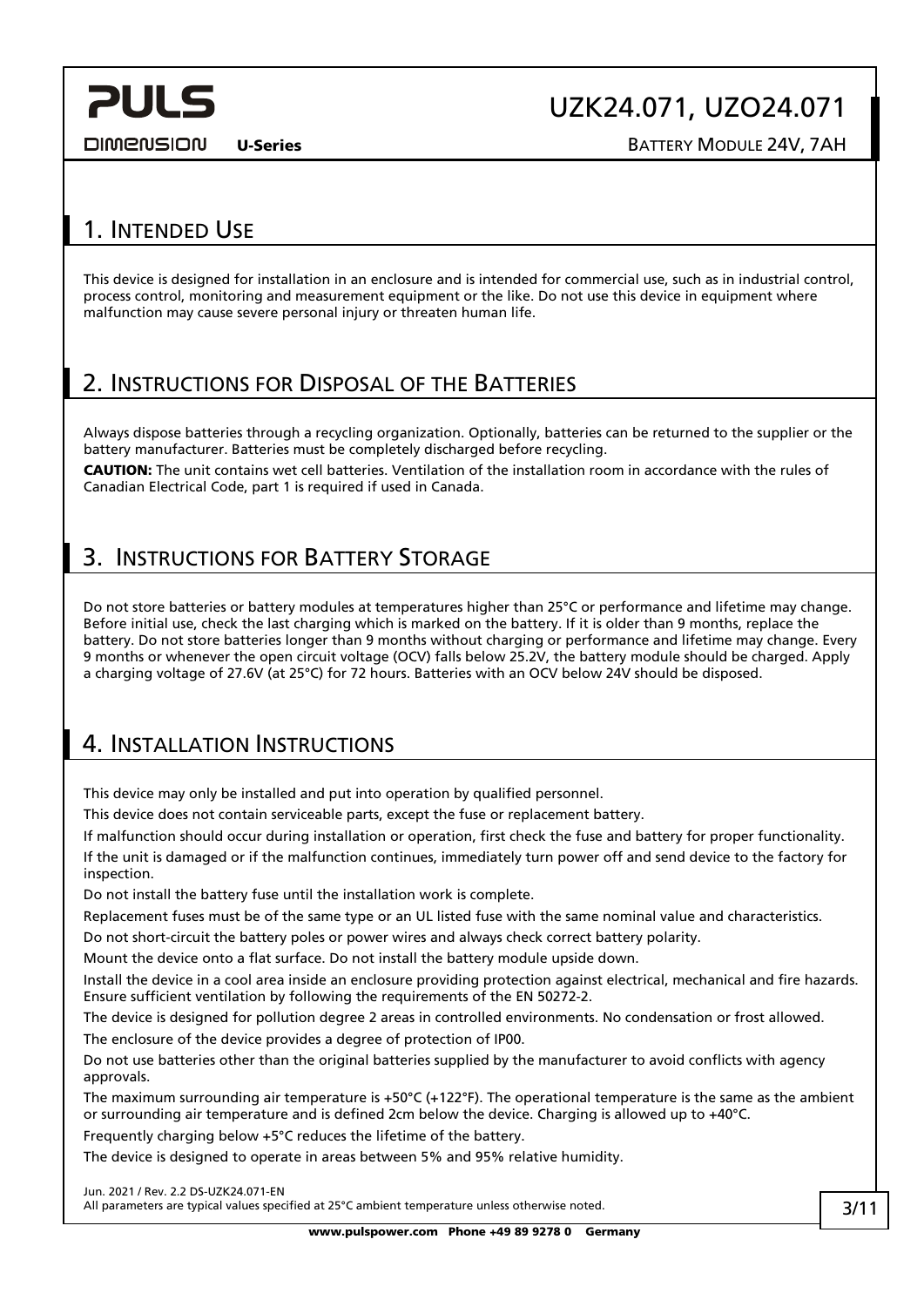## 1. Intended Use

This device is designed for installation in an enclosure and is intended for commercial use, such as in industrial control, process control, monitoring and measurement equipment or the like. Do not use this device in equipment where malfunction may cause severe personal injury or threaten human life.

## 2. Instructions for Disposal of the Batteries

Always dispose batteries through a recycling organization. Optionally, batteries can be returned to the supplier or the battery manufacturer. Batteries must be completely discharged before recycling.

**CAUTION:** The unit contains wet cell batteries. Ventilation of the installation room in accordance with the rules of Canadian Electrical Code, part 1 is required if used in Canada.

## 3. Instructions for Battery Storage

Do not store batteries or battery modules at temperatures higher than 25°C or performance and lifetime may change. Before initial use, check the last charging which is marked on the battery. If it is older than 9 months, replace the battery. Do not store batteries longer than 9 months without charging or performance and lifetime may change. Every 9 months or whenever the open circuit voltage (OCV) falls below 25.2V, the battery module should be charged. Apply a charging voltage of 27.6V (at 25°C) for 72 hours. Batteries with an OCV below 24V should be disposed.

## 4. Installation Instructions

This device may only be installed and put into operation by qualified personnel.

This device does not contain serviceable parts, except the fuse or replacement battery.

If malfunction should occur during installation or operation, first check the fuse and battery for proper functionality.

If the unit is damaged or if the malfunction continues, immediately turn power off and send device to the factory for inspection.

Do not install the battery fuse until the installation work is complete.

Replacement fuses must be of the same type or an UL listed fuse with the same nominal value and characteristics.

Do not short-circuit the battery poles or power wires and always check correct battery polarity.

Mount the device onto a flat surface. Do not install the battery module upside down.

Install the device in a cool area inside an enclosure providing protection against electrical, mechanical and fire hazards. Ensure sufficient ventilation by following the requirements of the EN 50272-2.

The device is designed for pollution degree 2 areas in controlled environments. No condensation or frost allowed.

The enclosure of the device provides a degree of protection of IP00.

Do not use batteries other than the original batteries supplied by the manufacturer to avoid conflicts with agency approvals.

The maximum surrounding air temperature is +50°C (+122°F). The operational temperature is the same as the ambient or surrounding air temperature and is defined 2cm below the device. Charging is allowed up to +40°C.

Frequently charging below +5°C reduces the lifetime of the battery.

The device is designed to operate in areas between 5% and 95% relative humidity.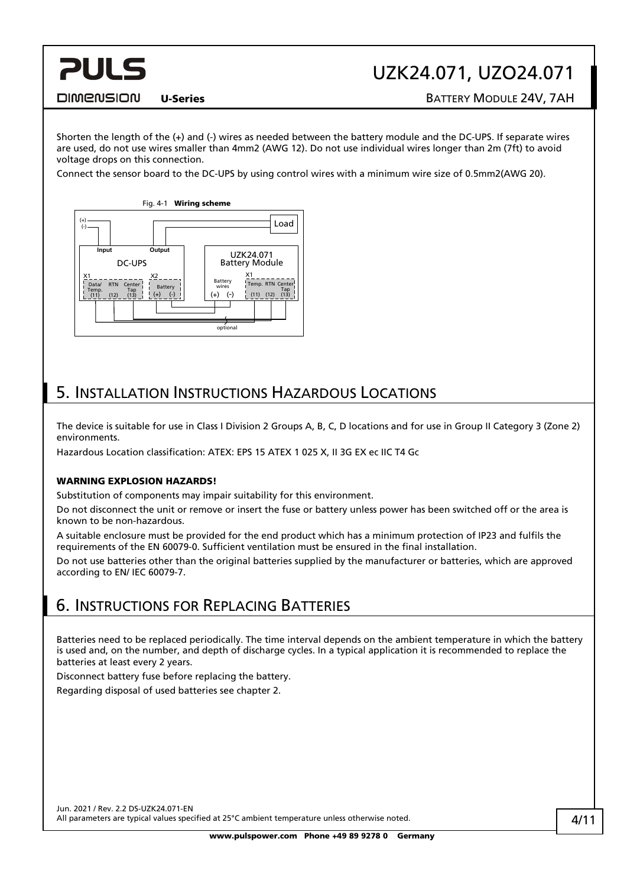Shorten the length of the (+) and (-) wires as needed between the battery module and the DC-UPS. If separate wires are used, do not use wires smaller than 4mm2 (AWG 12). Do not use individual wires longer than 2m (7ft) to avoid voltage drops on this connection.

Connect the sensor board to the DC-UPS by using control wires with a minimum wire size of 0.5mm2(AWG 20).

Fig. 4-1 **Wiring scheme**

## 5. Installation Instructions Hazardous Locations

The device is suitable for use in Class I Division 2 Groups A, B, C, D locations and for use in Group II Category 3 (Zone 2) environments.

Hazardous Location classification: ATEX: EPS 15 ATEX 1 025 X, II 3G EX ec IIC T4 Gc

**WARNING EXPLOSION HAZARDS!**

Substitution of components may impair suitability for this environment.

Do not disconnect the unit or remove or insert the fuse or battery unless power has been switched off or the area is known to be non-hazardous.

A suitable enclosure must be provided for the end product which has a minimum protection of IP23 and fulfils the requirements of the EN 60079-0. Sufficient ventilation must be ensured in the final installation.

Do not use batteries other than the original batteries supplied by the manufacturer or batteries, which are approved according to EN/ IEC 60079-7.

## 6. Instructions for Replacing Batteries

Batteries need to be replaced periodically. The time interval depends on the ambient temperature in which the battery is used and, on the number, and depth of discharge cycles. In a typical application it is recommended to replace the batteries at least every 2 years.

Disconnect battery fuse before replacing the battery.

Regarding disposal of used batteries see chapter 2.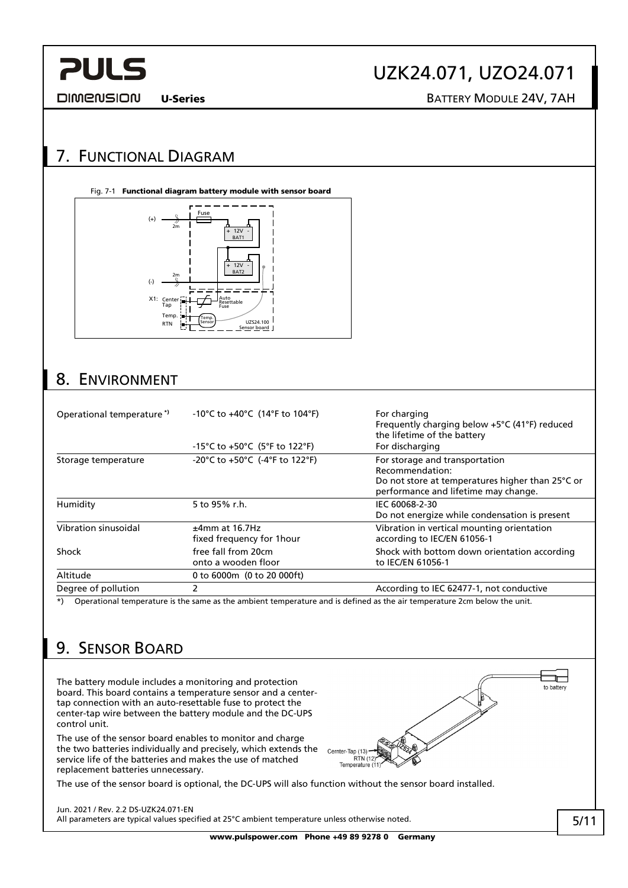## 7. Functional Diagram

Fig. 7-1 **Functional diagram battery module with sensor board**

## 8. Environment

| | | |
|---|---|---|
| Operational temperature *) | -10°C to +40°C (14°F to 104°F) | For charging<br>Frequently charging below +5°C (41°F) reduced the lifetime of the battery |
| | -15°C to +50°C (5°F to 122°F) | For discharging |
| Storage temperature | -20°C to +50°C (-4°F to 122°F) | For storage and transportation<br>Recommendation:<br>Do not store at temperatures higher than 25°C or performance and lifetime may change. |
| Humidity | 5 to 95% r.h. | IEC 60068-2-30<br>Do not energize while condensation is present |
| Vibration sinusoidal | ±4mm at 16.7Hz<br>fixed frequency for 1hour | Vibration in vertical mounting orientation according to IEC/EN 61056-1 |
| Shock | free fall from 20cm<br>onto a wooden floor | Shock with bottom down orientation according to IEC/EN 61056-1 |
| Altitude | 0 to 6000m (0 to 20 000ft) | |
| Degree of pollution | 2 | According to IEC 62477-1, not conductive |

*) Operational temperature is the same as the ambient temperature and is defined as the air temperature 2cm below the unit.

## 9. Sensor Board

The battery module includes a monitoring and protection board. This board contains a temperature sensor and a center-tap connection with an auto-resettable fuse to protect the center-tap wire between the battery module and the DC-UPS control unit.

The use of the sensor board enables to monitor and charge the two batteries individually and precisely, which extends the service life of the batteries and makes the use of matched replacement batteries unnecessary.

The use of the sensor board is optional, the DC-UPS will also function without the sensor board installed.

Jun. 2021 / Rev. 2.2 DS-UZK24.071-EN
All parameters are typical values specified at 25°C ambient temperature unless otherwise noted.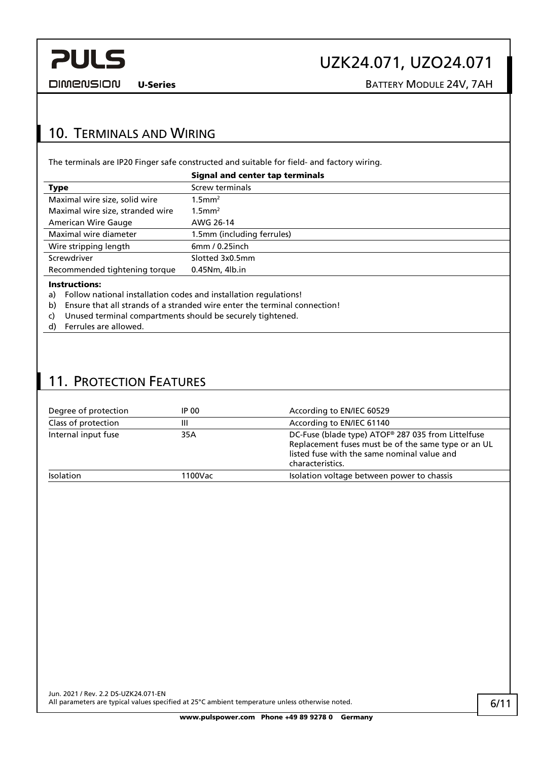## 10. Terminals and Wiring

The terminals are IP20 Finger safe constructed and suitable for field- and factory wiring.

| | **Signal and center tap terminals** |
|---|---|
| **Type** | Screw terminals |
| Maximal wire size, solid wire | $1.5mm^2$ |
| Maximal wire size, stranded wire | $1.5mm^2$ |
| American Wire Gauge | AWG 26-14 |
| Maximal wire diameter | 1.5mm (including ferrules) |
| Wire stripping length | 6mm / 0.25inch |
| Screwdriver | Slotted 3x0.5mm |
| Recommended tightening torque | 0.45Nm, 4lb.in |

**Instructions:**

a) Follow national installation codes and installation regulations!
b) Ensure that all strands of a stranded wire enter the terminal connection!
c) Unused terminal compartments should be securely tightened.
d) Ferrules are allowed.

## 11. Protection Features

| | | |
|---|---|---|
| Degree of protection | IP 00 | According to EN/IEC 60529 |
| Class of protection | III | According to EN/IEC 61140 |
| Internal input fuse | 35A | DC-Fuse (blade type) ATOF® 287 035 from Littelfuse Replacement fuses must be of the same type or an UL listed fuse with the same nominal value and characteristics. |
| Isolation | 1100Vac | Isolation voltage between power to chassis |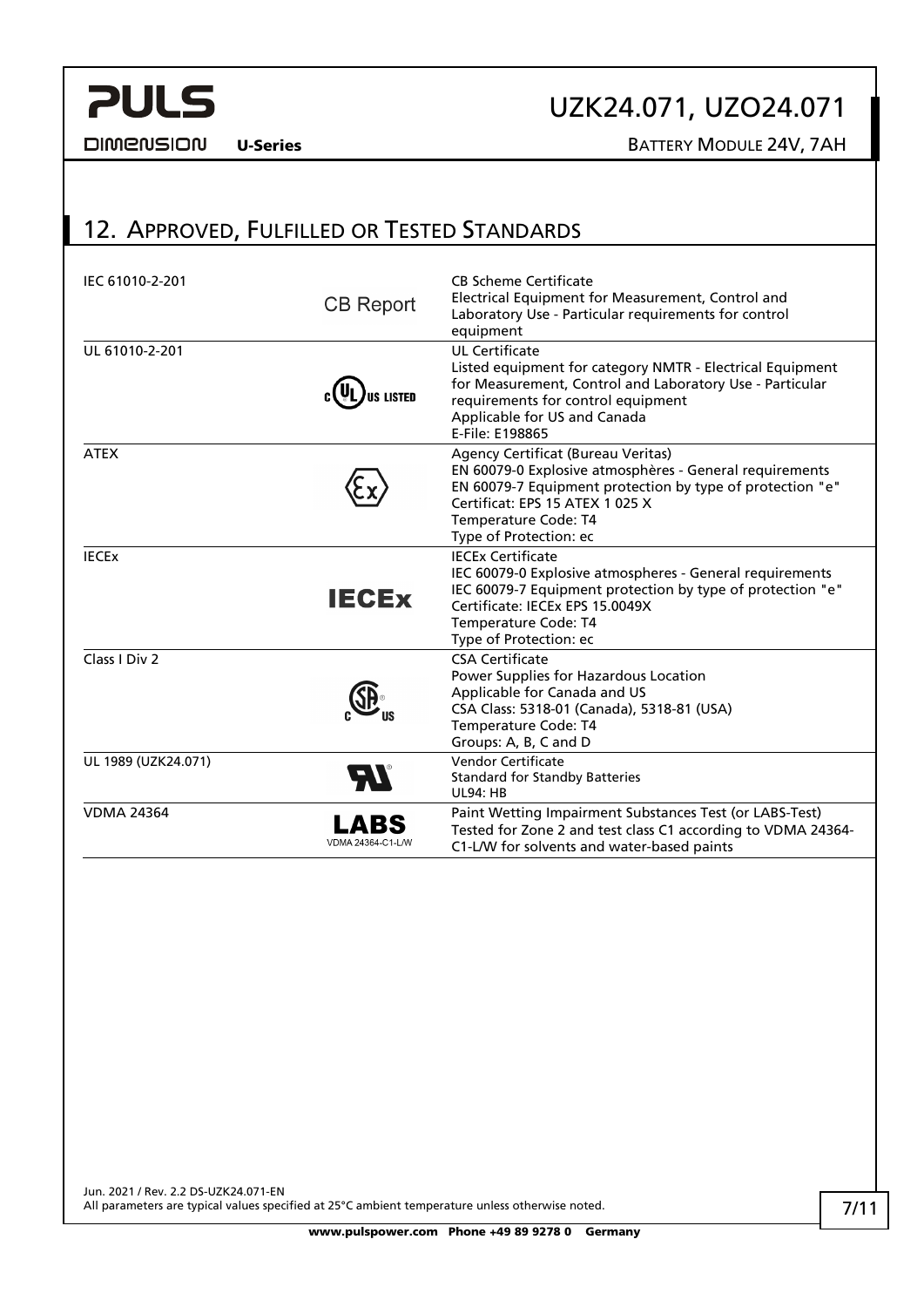## 12. Approved, Fulfilled or Tested Standards

| | | |
|---|---|---|
| IEC 61010-2-201 | CB Report | CB Scheme Certificate<br>Electrical Equipment for Measurement, Control and Laboratory Use - Particular requirements for control equipment |
| UL 61010-2-201 | c UL US LISTED | UL Certificate<br>Listed equipment for category NMTR - Electrical Equipment for Measurement, Control and Laboratory Use - Particular requirements for control equipment<br>Applicable for US and Canada<br>E-File: E198865 |
| ATEX | Ex | Agency Certificat (Bureau Veritas)<br>EN 60079-0 Explosive atmosphères - General requirements<br>EN 60079-7 Equipment protection by type of protection "e"<br>Certificat: EPS 15 ATEX 1 025 X<br>Temperature Code: T4<br>Type of Protection: ec |
| IECEx | IECEx | IECEx Certificate<br>IEC 60079-0 Explosive atmospheres - General requirements<br>IEC 60079-7 Equipment protection by type of protection "e"<br>Certificate: IECEx EPS 15.0049X<br>Temperature Code: T4<br>Type of Protection: ec |
| Class I Div 2 | c SP US | CSA Certificate<br>Power Supplies for Hazardous Location<br>Applicable for Canada and US<br>CSA Class: 5318-01 (Canada), 5318-81 (USA)<br>Temperature Code: T4<br>Groups: A, B, C and D |
| UL 1989 (UZK24.071) | RU | Vendor Certificate<br>Standard for Standby Batteries<br>UL94: HB |
| VDMA 24364 | LABS<br>VDMA 24364-C1-L/W | Paint Wetting Impairment Substances Test (or LABS-Test)<br>Tested for Zone 2 and test class C1 according to VDMA 24364-C1-L/W for solvents and water-based paints |

Jun. 2021 / Rev. 2.2 DS-UZK24.071-EN
All parameters are typical values specified at 25°C ambient temperature unless otherwise noted.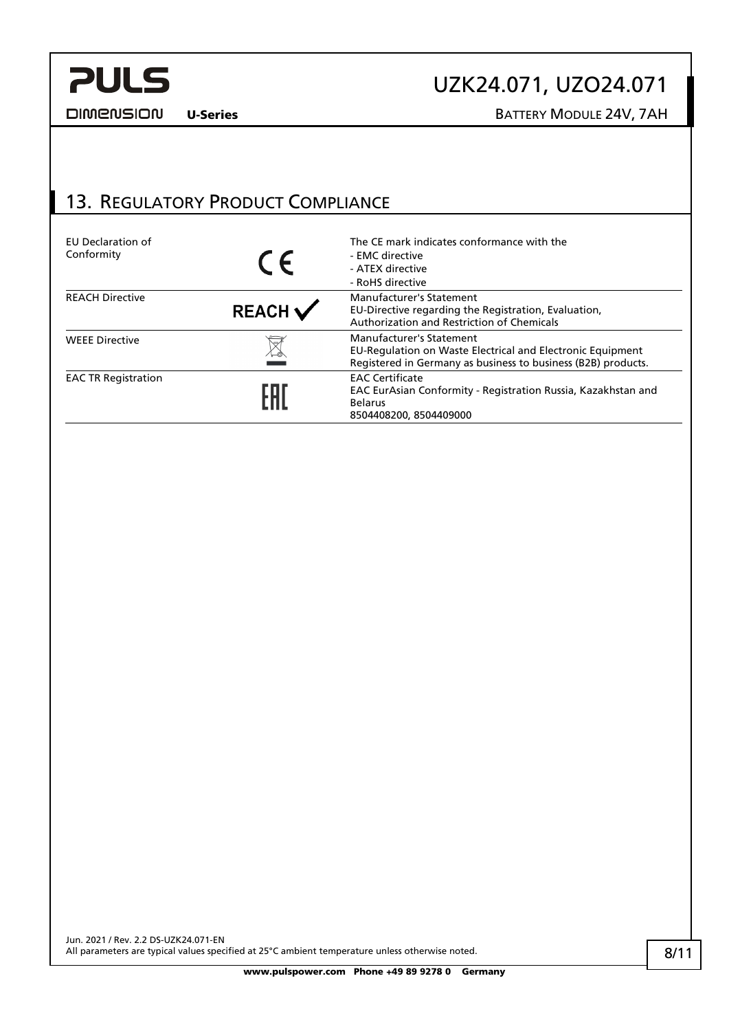## 13. Regulatory Product Compliance

| | | |
|---|---|---|
| EU Declaration of Conformity | CE | The CE mark indicates conformance with the<br>- EMC directive<br>- ATEX directive<br>- RoHS directive |
| REACH Directive | REACH ✓ | Manufacturer's Statement<br>EU-Directive regarding the Registration, Evaluation, Authorization and Restriction of Chemicals |
| WEEE Directive | | Manufacturer's Statement<br>EU-Regulation on Waste Electrical and Electronic Equipment<br>Registered in Germany as business to business (B2B) products. |
| EAC TR Registration | EAC | EAC Certificate<br>EAC EurAsian Conformity - Registration Russia, Kazakhstan and Belarus<br>8504408200, 8504409000 |

Jun. 2021 / Rev. 2.2 DS-UZK24.071-EN
All parameters are typical values specified at 25°C ambient temperature unless otherwise noted.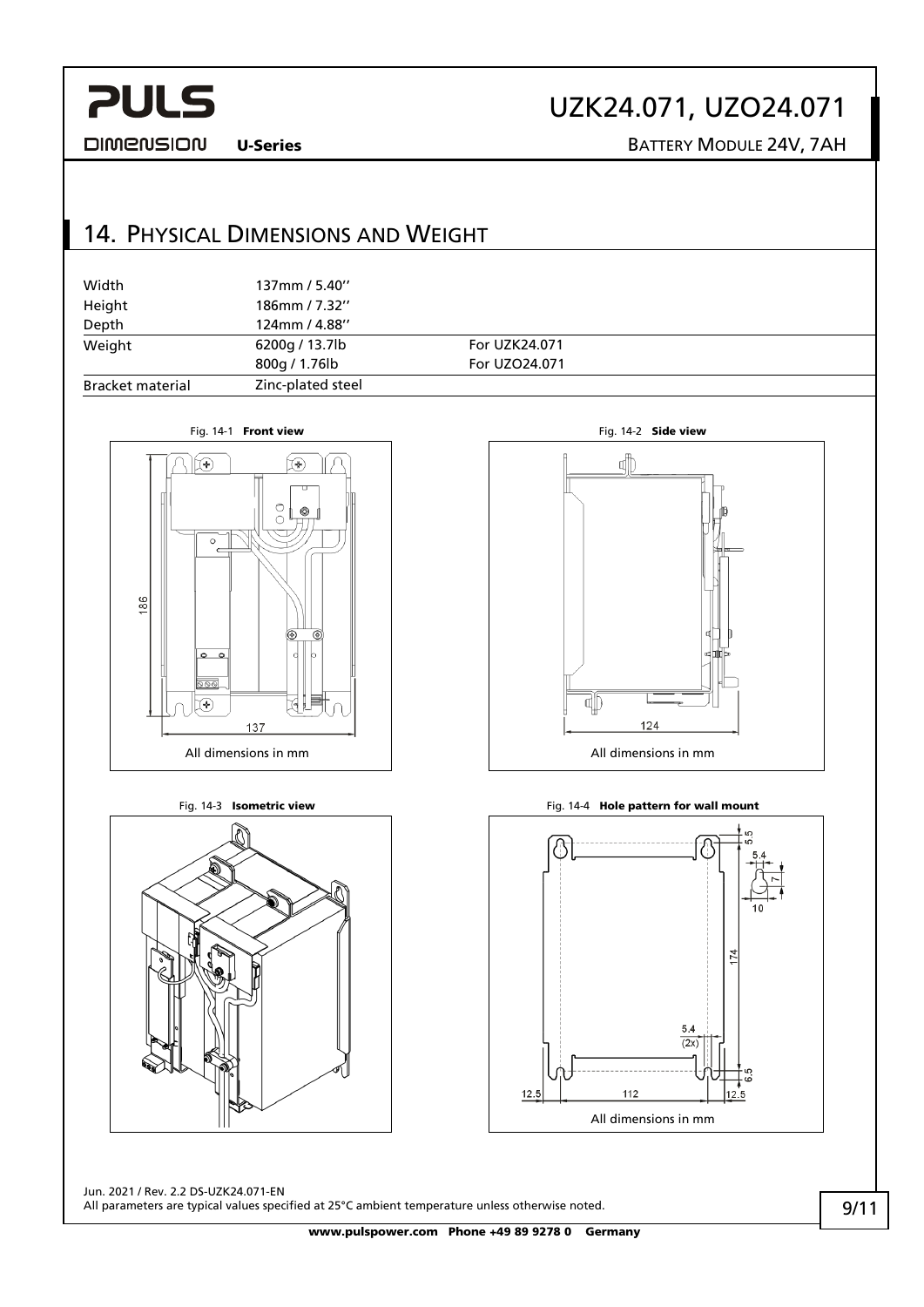## 14. Physical Dimensions and Weight

| | | |
|---|---|---|
| Width | 137mm / 5.40'' | |
| Height | 186mm / 7.32'' | |
| Depth | 124mm / 4.88'' | |
| Weight | 6200g / 13.7lb | For UZK24.071 |
| | 800g / 1.76lb | For UZO24.071 |
| Bracket material | Zinc-plated steel | |

Fig. 14-1 **Front view**

All dimensions in mm

Fig. 14-2 **Side view**

All dimensions in mm

Fig. 14-3 **Isometric view**

Fig. 14-4 **Hole pattern for wall mount**

All dimensions in mm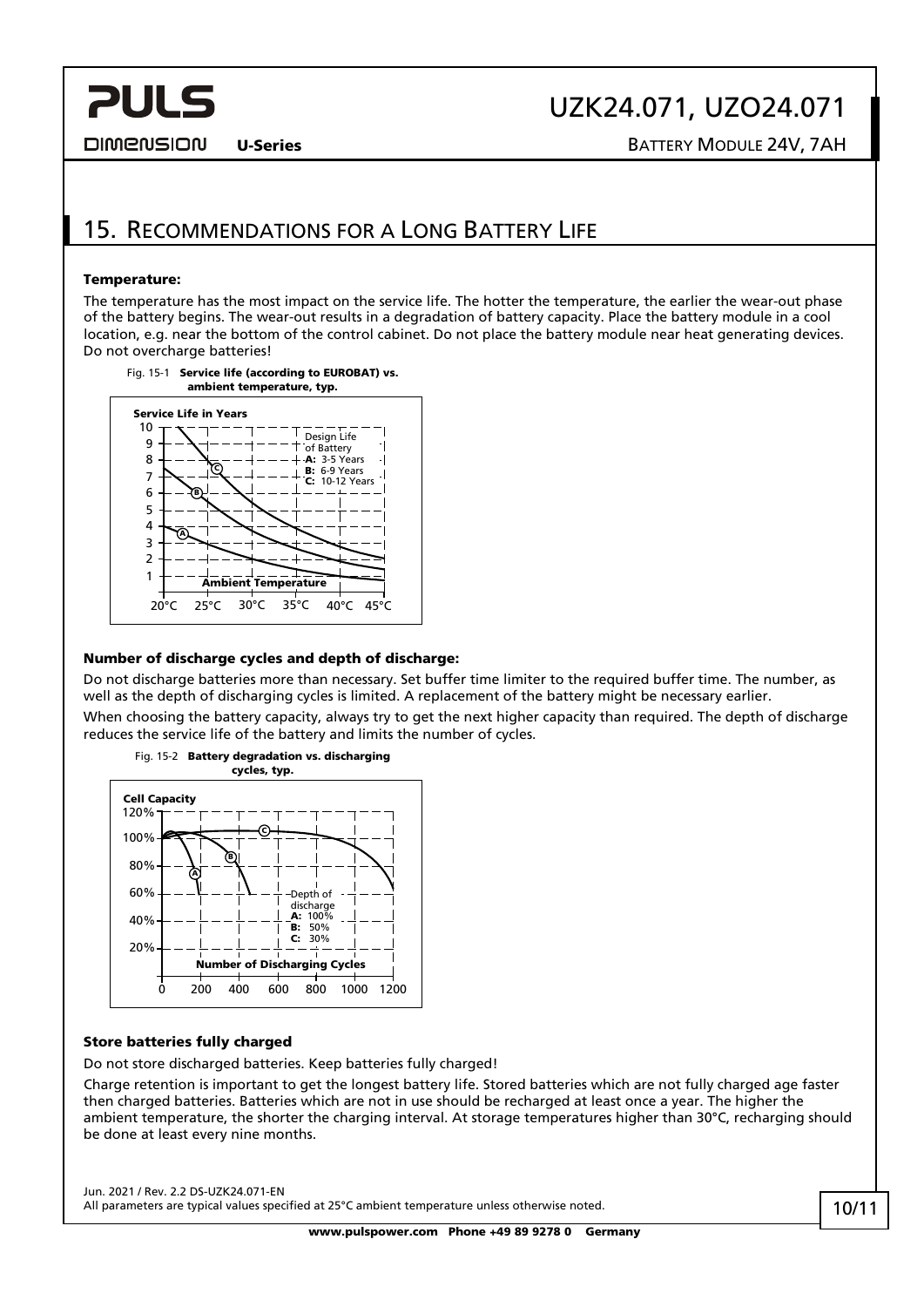## 15. Recommendations for a Long Battery Life

**Temperature:**

The temperature has the most impact on the service life. The hotter the temperature, the earlier the wear-out phase of the battery begins. The wear-out results in a degradation of battery capacity. Place the battery module in a cool location, e.g. near the bottom of the control cabinet. Do not place the battery module near heat generating devices. Do not overcharge batteries!

Fig. 15-1 **Service life (according to EUROBAT) vs. ambient temperature, typ.**

**Number of discharge cycles and depth of discharge:**

Do not discharge batteries more than necessary. Set buffer time limiter to the required buffer time. The number, as well as the depth of discharging cycles is limited. A replacement of the battery might be necessary earlier.

When choosing the battery capacity, always try to get the next higher capacity than required. The depth of discharge reduces the service life of the battery and limits the number of cycles.

Fig. 15-2 **Battery degradation vs. discharging cycles, typ.**

**Store batteries fully charged**

Do not store discharged batteries. Keep batteries fully charged!

Charge retention is important to get the longest battery life. Stored batteries which are not fully charged age faster then charged batteries. Batteries which are not in use should be recharged at least once a year. The higher the ambient temperature, the shorter the charging interval. At storage temperatures higher than 30°C, recharging should be done at least every nine months.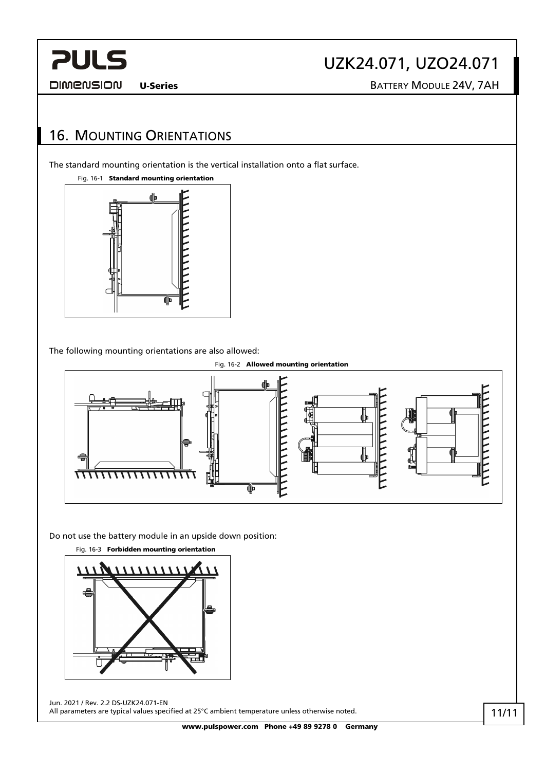# 16. Mounting Orientations

The standard mounting orientation is the vertical installation onto a flat surface.

Fig. 16-1 **Standard mounting orientation**

The following mounting orientations are also allowed:

Fig. 16-2 **Allowed mounting orientation**

Do not use the battery module in an upside down position:

Fig. 16-3 **Forbidden mounting orientation**

Jun. 2021 / Rev. 2.2 DS-UZK24.071-EN
All parameters are typical values specified at 25°C ambient temperature unless otherwise noted.